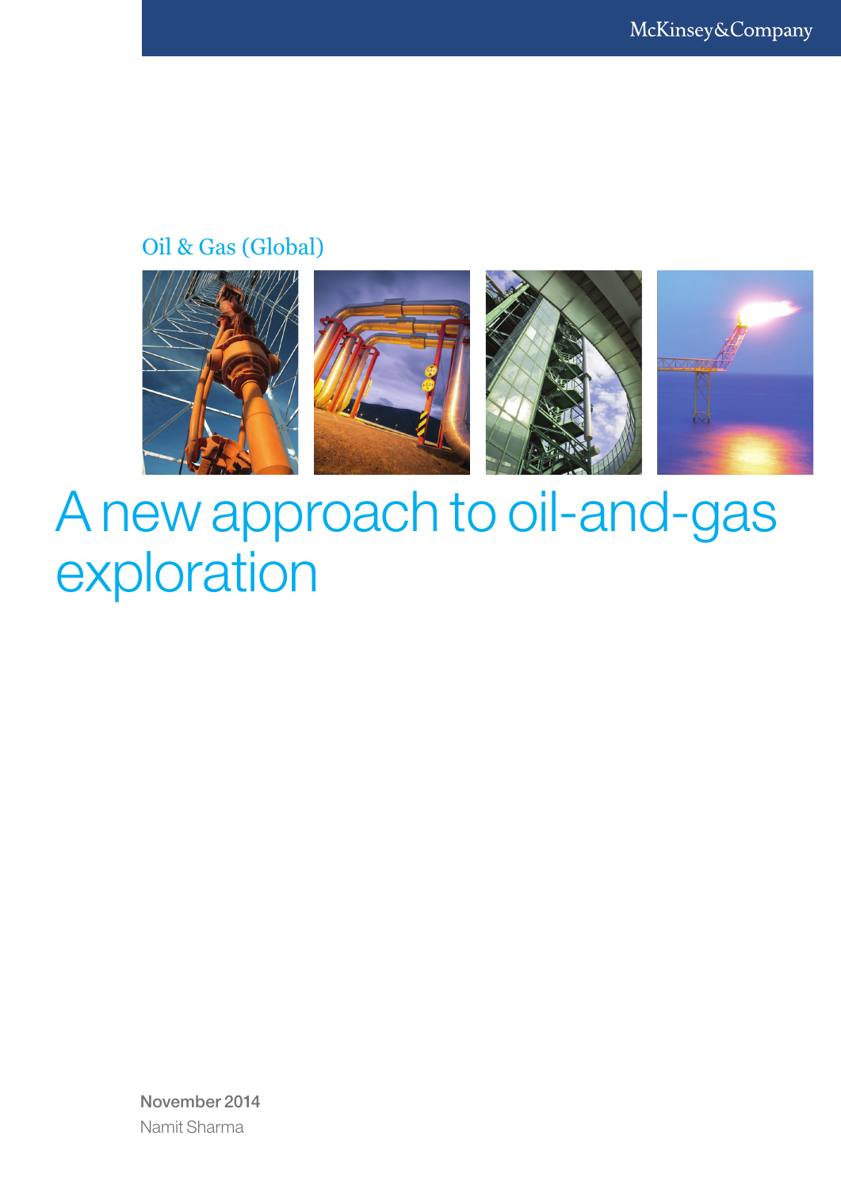McKinsey&Company

Oil & Gas (Global)

# A new approach to oil-and-gas exploration

November 2014

Namit Sharma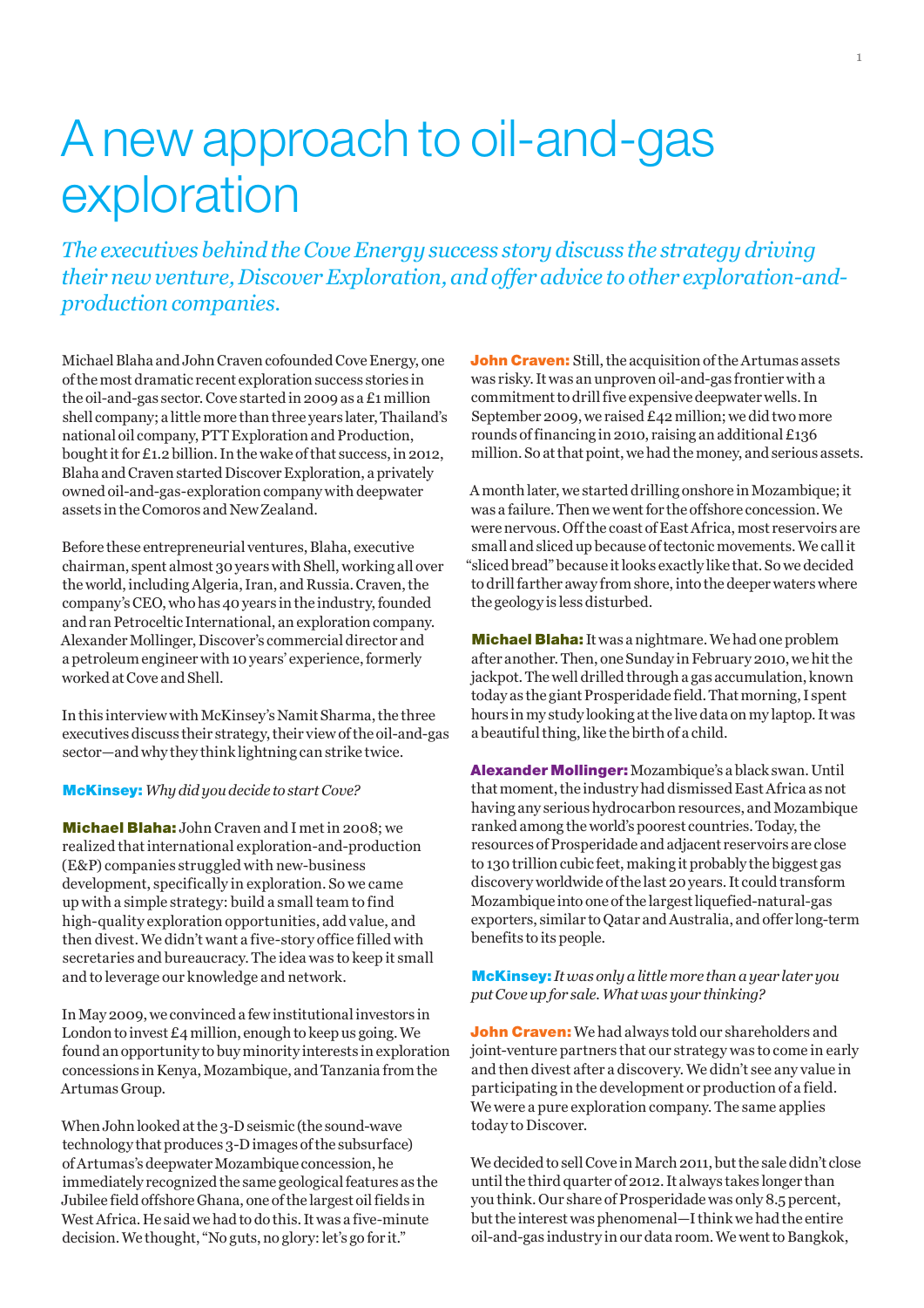# A new approach to oil-and-gas exploration

*The executives behind the Cove Energy success story discuss the strategy driving their new venture, Discover Exploration, and offer advice to other exploration-and-production companies.*

Michael Blaha and John Craven cofounded Cove Energy, one of the most dramatic recent exploration success stories in the oil-and-gas sector. Cove started in 2009 as a £1 million shell company; a little more than three years later, Thailand's national oil company, PTT Exploration and Production, bought it for £1.2 billion. In the wake of that success, in 2012, Blaha and Craven started Discover Exploration, a privately owned oil-and-gas-exploration company with deepwater assets in the Comoros and New Zealand.

Before these entrepreneurial ventures, Blaha, executive chairman, spent almost 30 years with Shell, working all over the world, including Algeria, Iran, and Russia. Craven, the company's CEO, who has 40 years in the industry, founded and ran Petroceltic International, an exploration company. Alexander Mollinger, Discover's commercial director and a petroleum engineer with 10 years' experience, formerly worked at Cove and Shell.

In this interview with McKinsey's Namit Sharma, the three executives discuss their strategy, their view of the oil-and-gas sector—and why they think lightning can strike twice.

**McKinsey:** *Why did you decide to start Cove?*

**Michael Blaha:** John Craven and I met in 2008; we realized that international exploration-and-production (E&P) companies struggled with new-business development, specifically in exploration. So we came up with a simple strategy: build a small team to find high-quality exploration opportunities, add value, and then divest. We didn't want a five-story office filled with secretaries and bureaucracy. The idea was to keep it small and to leverage our knowledge and network.

In May 2009, we convinced a few institutional investors in London to invest £4 million, enough to keep us going. We found an opportunity to buy minority interests in exploration concessions in Kenya, Mozambique, and Tanzania from the Artumas Group.

When John looked at the 3-D seismic (the sound-wave technology that produces 3-D images of the subsurface) of Artumas's deepwater Mozambique concession, he immediately recognized the same geological features as the Jubilee field offshore Ghana, one of the largest oil fields in West Africa. He said we had to do this. It was a five-minute decision. We thought, "No guts, no glory: let's go for it."

**John Craven:** Still, the acquisition of the Artumas assets was risky. It was an unproven oil-and-gas frontier with a commitment to drill five expensive deepwater wells. In September 2009, we raised £42 million; we did two more rounds of financing in 2010, raising an additional £136 million. So at that point, we had the money, and serious assets.

A month later, we started drilling onshore in Mozambique; it was a failure. Then we went for the offshore concession. We were nervous. Off the coast of East Africa, most reservoirs are small and sliced up because of tectonic movements. We call it "sliced bread" because it looks exactly like that. So we decided to drill farther away from shore, into the deeper waters where the geology is less disturbed.

**Michael Blaha:** It was a nightmare. We had one problem after another. Then, one Sunday in February 2010, we hit the jackpot. The well drilled through a gas accumulation, known today as the giant Prosperidade field. That morning, I spent hours in my study looking at the live data on my laptop. It was a beautiful thing, like the birth of a child.

**Alexander Mollinger:** Mozambique's a black swan. Until that moment, the industry had dismissed East Africa as not having any serious hydrocarbon resources, and Mozambique ranked among the world's poorest countries. Today, the resources of Prosperidade and adjacent reservoirs are close to 130 trillion cubic feet, making it probably the biggest gas discovery worldwide of the last 20 years. It could transform Mozambique into one of the largest liquefied-natural-gas exporters, similar to Qatar and Australia, and offer long-term benefits to its people.

**McKinsey:** *It was only a little more than a year later you put Cove up for sale. What was your thinking?*

**John Craven:** We had always told our shareholders and joint-venture partners that our strategy was to come in early and then divest after a discovery. We didn't see any value in participating in the development or production of a field. We were a pure exploration company. The same applies today to Discover.

We decided to sell Cove in March 2011, but the sale didn't close until the third quarter of 2012. It always takes longer than you think. Our share of Prosperidade was only 8.5 percent, but the interest was phenomenal—I think we had the entire oil-and-gas industry in our data room. We went to Bangkok,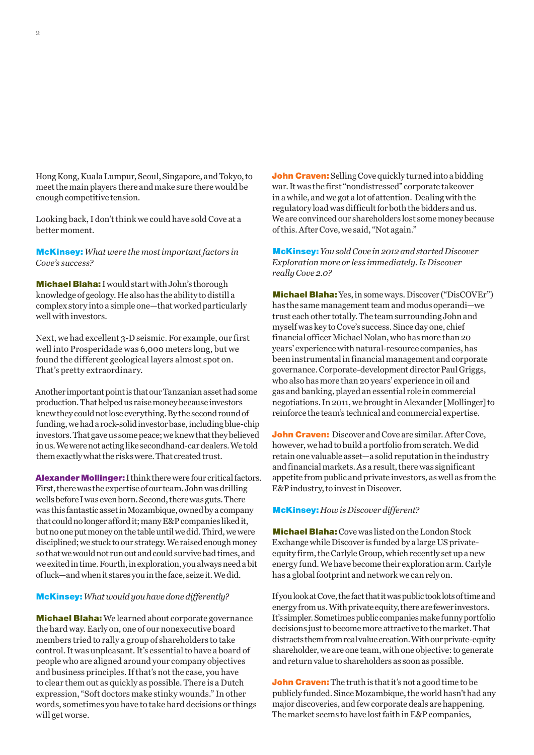Hong Kong, Kuala Lumpur, Seoul, Singapore, and Tokyo, to meet the main players there and make sure there would be enough competitive tension.

Looking back, I don't think we could have sold Cove at a better moment.

**McKinsey:** *What were the most important factors in Cove's success?*

**Michael Blaha:** I would start with John's thorough knowledge of geology. He also has the ability to distill a complex story into a simple one—that worked particularly well with investors.

Next, we had excellent 3-D seismic. For example, our first well into Prosperidade was 6,000 meters long, but we found the different geological layers almost spot on. That's pretty extraordinary.

Another important point is that our Tanzanian asset had some production. That helped us raise money because investors knew they could not lose everything. By the second round of funding, we had a rock-solid investor base, including blue-chip investors. That gave us some peace; we knew that they believed in us. We were not acting like secondhand-car dealers. We told them exactly what the risks were. That created trust.

**Alexander Mollinger:** I think there were four critical factors. First, there was the expertise of our team. John was drilling wells before I was even born. Second, there was guts. There was this fantastic asset in Mozambique, owned by a company that could no longer afford it; many E&P companies liked it, but no one put money on the table until we did. Third, we were disciplined; we stuck to our strategy. We raised enough money so that we would not run out and could survive bad times, and we exited in time. Fourth, in exploration, you always need a bit of luck—and when it stares you in the face, seize it. We did.

**McKinsey:** *What would you have done differently?*

**Michael Blaha:** We learned about corporate governance the hard way. Early on, one of our nonexecutive board members tried to rally a group of shareholders to take control. It was unpleasant. It's essential to have a board of people who are aligned around your company objectives and business principles. If that's not the case, you have to clear them out as quickly as possible. There is a Dutch expression, "Soft doctors make stinky wounds." In other words, sometimes you have to take hard decisions or things will get worse.

**John Craven:** Selling Cove quickly turned into a bidding war. It was the first "nondistressed" corporate takeover in a while, and we got a lot of attention. Dealing with the regulatory load was difficult for both the bidders and us. We are convinced our shareholders lost some money because of this. After Cove, we said, "Not again."

**McKinsey:** *You sold Cove in 2012 and started Discover Exploration more or less immediately. Is Discover really Cove 2.0?*

**Michael Blaha:** Yes, in some ways. Discover ("DisCOVEr") has the same management team and modus operandi—we trust each other totally. The team surrounding John and myself was key to Cove's success. Since day one, chief financial officer Michael Nolan, who has more than 20 years' experience with natural-resource companies, has been instrumental in financial management and corporate governance. Corporate-development director Paul Griggs, who also has more than 20 years' experience in oil and gas and banking, played an essential role in commercial negotiations. In 2011, we brought in Alexander [Mollinger] to reinforce the team's technical and commercial expertise.

**John Craven:** Discover and Cove are similar. After Cove, however, we had to build a portfolio from scratch. We did retain one valuable asset—a solid reputation in the industry and financial markets. As a result, there was significant appetite from public and private investors, as well as from the E&P industry, to invest in Discover.

**McKinsey:** *How is Discover different?*

**Michael Blaha:** Cove was listed on the London Stock Exchange while Discover is funded by a large US private-equity firm, the Carlyle Group, which recently set up a new energy fund. We have become their exploration arm. Carlyle has a global footprint and network we can rely on.

If you look at Cove, the fact that it was public took lots of time and energy from us. With private equity, there are fewer investors. It's simpler. Sometimes public companies make funny portfolio decisions just to become more attractive to the market. That distracts them from real value creation. With our private-equity shareholder, we are one team, with one objective: to generate and return value to shareholders as soon as possible.

**John Craven:** The truth is that it's not a good time to be publicly funded. Since Mozambique, the world hasn't had any major discoveries, and few corporate deals are happening. The market seems to have lost faith in E&P companies,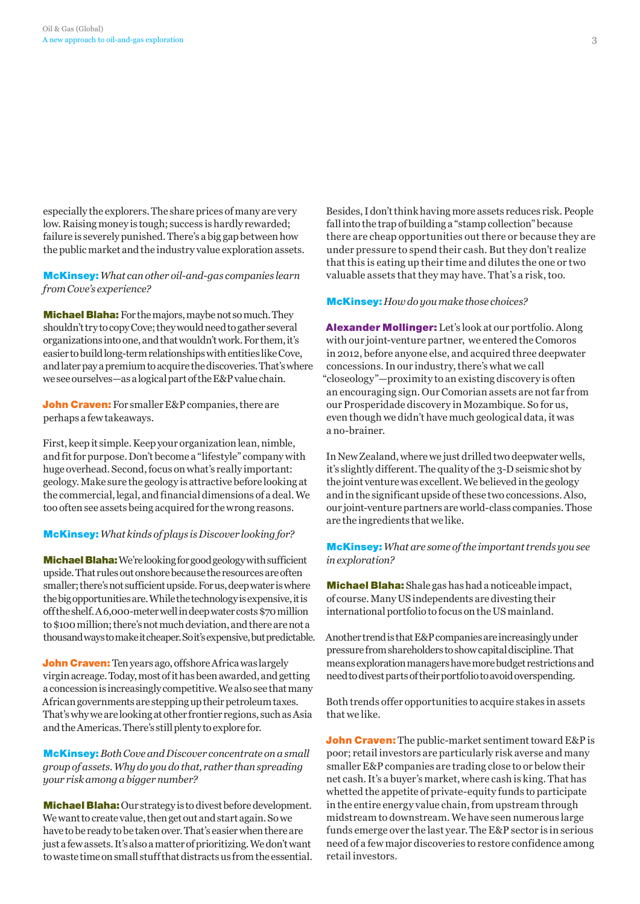especially the explorers. The share prices of many are very low. Raising money is tough; success is hardly rewarded; failure is severely punished. There's a big gap between how the public market and the industry value exploration assets.

**McKinsey:** *What can other oil-and-gas companies learn from Cove's experience?*

**Michael Blaha:** For the majors, maybe not so much. They shouldn't try to copy Cove; they would need to gather several organizations into one, and that wouldn't work. For them, it's easier to build long-term relationships with entities like Cove, and later pay a premium to acquire the discoveries. That's where we see ourselves—as a logical part of the E&P value chain.

**John Craven:** For smaller E&P companies, there are perhaps a few takeaways.

First, keep it simple. Keep your organization lean, nimble, and fit for purpose. Don't become a "lifestyle" company with huge overhead. Second, focus on what's really important: geology. Make sure the geology is attractive before looking at the commercial, legal, and financial dimensions of a deal. We too often see assets being acquired for the wrong reasons.

**McKinsey:** *What kinds of plays is Discover looking for?*

**Michael Blaha:** We're looking for good geology with sufficient upside. That rules out onshore because the resources are often smaller; there's not sufficient upside. For us, deep water is where the big opportunities are. While the technology is expensive, it is off the shelf. A 6,000-meter well in deep water costs $70 million to $100 million; there's not much deviation, and there are not a thousand ways to make it cheaper. So it's expensive, but predictable.

**John Craven:** Ten years ago, offshore Africa was largely virgin acreage. Today, most of it has been awarded, and getting a concession is increasingly competitive. We also see that many African governments are stepping up their petroleum taxes. That's why we are looking at other frontier regions, such as Asia and the Americas. There's still plenty to explore for.

**McKinsey:** *Both Cove and Discover concentrate on a small group of assets. Why do you do that, rather than spreading your risk among a bigger number?*

**Michael Blaha:** Our strategy is to divest before development. We want to create value, then get out and start again. So we have to be ready to be taken over. That's easier when there are just a few assets. It's also a matter of prioritizing. We don't want to waste time on small stuff that distracts us from the essential. Besides, I don't think having more assets reduces risk. People fall into the trap of building a "stamp collection" because there are cheap opportunities out there or because they are under pressure to spend their cash. But they don't realize that this is eating up their time and dilutes the one or two valuable assets that they may have. That's a risk, too.

**McKinsey:** *How do you make those choices?*

**Alexander Mollinger:** Let's look at our portfolio. Along with our joint-venture partner, we entered the Comoros in 2012, before anyone else, and acquired three deepwater concessions. In our industry, there's what we call "closeology"—proximity to an existing discovery is often an encouraging sign. Our Comorian assets are not far from our Prosperidade discovery in Mozambique. So for us, even though we didn't have much geological data, it was a no-brainer.

In New Zealand, where we just drilled two deepwater wells, it's slightly different. The quality of the 3-D seismic shot by the joint venture was excellent. We believed in the geology and in the significant upside of these two concessions. Also, our joint-venture partners are world-class companies. Those are the ingredients that we like.

**McKinsey:** *What are some of the important trends you see in exploration?*

**Michael Blaha:** Shale gas has had a noticeable impact, of course. Many US independents are divesting their international portfolio to focus on the US mainland.

Another trend is that E&P companies are increasingly under pressure from shareholders to show capital discipline. That means exploration managers have more budget restrictions and need to divest parts of their portfolio to avoid overspending.

Both trends offer opportunities to acquire stakes in assets that we like.

**John Craven:** The public-market sentiment toward E&P is poor; retail investors are particularly risk averse and many smaller E&P companies are trading close to or below their net cash. It's a buyer's market, where cash is king. That has whetted the appetite of private-equity funds to participate in the entire energy value chain, from upstream through midstream to downstream. We have seen numerous large funds emerge over the last year. The E&P sector is in serious need of a few major discoveries to restore confidence among retail investors.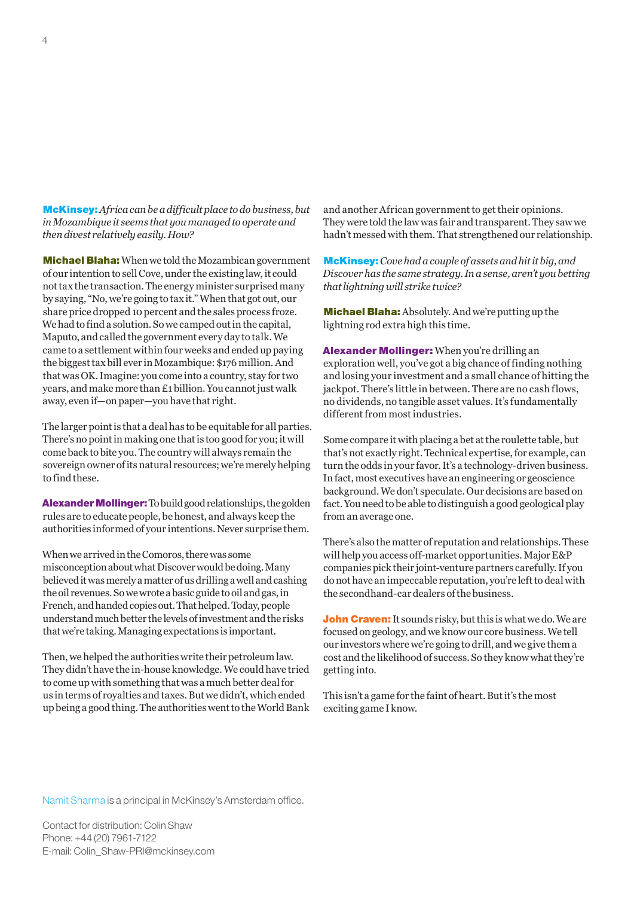**McKinsey:** *Africa can be a difficult place to do business, but in Mozambique it seems that you managed to operate and then divest relatively easily. How?*

**Michael Blaha:** When we told the Mozambican government of our intention to sell Cove, under the existing law, it could not tax the transaction. The energy minister surprised many by saying, "No, we're going to tax it." When that got out, our share price dropped 10 percent and the sales process froze. We had to find a solution. So we camped out in the capital, Maputo, and called the government every day to talk. We came to a settlement within four weeks and ended up paying the biggest tax bill ever in Mozambique: $176 million. And that was OK. Imagine: you come into a country, stay for two years, and make more than £1 billion. You cannot just walk away, even if—on paper—you have that right.

The larger point is that a deal has to be equitable for all parties. There's no point in making one that is too good for you; it will come back to bite you. The country will always remain the sovereign owner of its natural resources; we're merely helping to find these.

**Alexander Mollinger:** To build good relationships, the golden rules are to educate people, be honest, and always keep the authorities informed of your intentions. Never surprise them.

When we arrived in the Comoros, there was some misconception about what Discover would be doing. Many believed it was merely a matter of us drilling a well and cashing the oil revenues. So we wrote a basic guide to oil and gas, in French, and handed copies out. That helped. Today, people understand much better the levels of investment and the risks that we're taking. Managing expectations is important.

Then, we helped the authorities write their petroleum law. They didn't have the in-house knowledge. We could have tried to come up with something that was a much better deal for us in terms of royalties and taxes. But we didn't, which ended up being a good thing. The authorities went to the World Bank and another African government to get their opinions. They were told the law was fair and transparent. They saw we hadn't messed with them. That strengthened our relationship.

**McKinsey:** *Cove had a couple of assets and hit it big, and Discover has the same strategy. In a sense, aren't you betting that lightning will strike twice?*

**Michael Blaha:** Absolutely. And we're putting up the lightning rod extra high this time.

**Alexander Mollinger:** When you're drilling an exploration well, you've got a big chance of finding nothing and losing your investment and a small chance of hitting the jackpot. There's little in between. There are no cash flows, no dividends, no tangible asset values. It's fundamentally different from most industries.

Some compare it with placing a bet at the roulette table, but that's not exactly right. Technical expertise, for example, can turn the odds in your favor. It's a technology-driven business. In fact, most executives have an engineering or geoscience background. We don't speculate. Our decisions are based on fact. You need to be able to distinguish a good geological play from an average one.

There's also the matter of reputation and relationships. These will help you access off-market opportunities. Major E&P companies pick their joint-venture partners carefully. If you do not have an impeccable reputation, you're left to deal with the secondhand-car dealers of the business.

**John Craven:** It sounds risky, but this is what we do. We are focused on geology, and we know our core business. We tell our investors where we're going to drill, and we give them a cost and the likelihood of success. So they know what they're getting into.

This isn't a game for the faint of heart. But it's the most exciting game I know.

Namit Sharma is a principal in McKinsey's Amsterdam office.

Contact for distribution: Colin Shaw
Phone: +44 (20) 7961-7122
E-mail: Colin_Shaw-PRI@mckinsey.com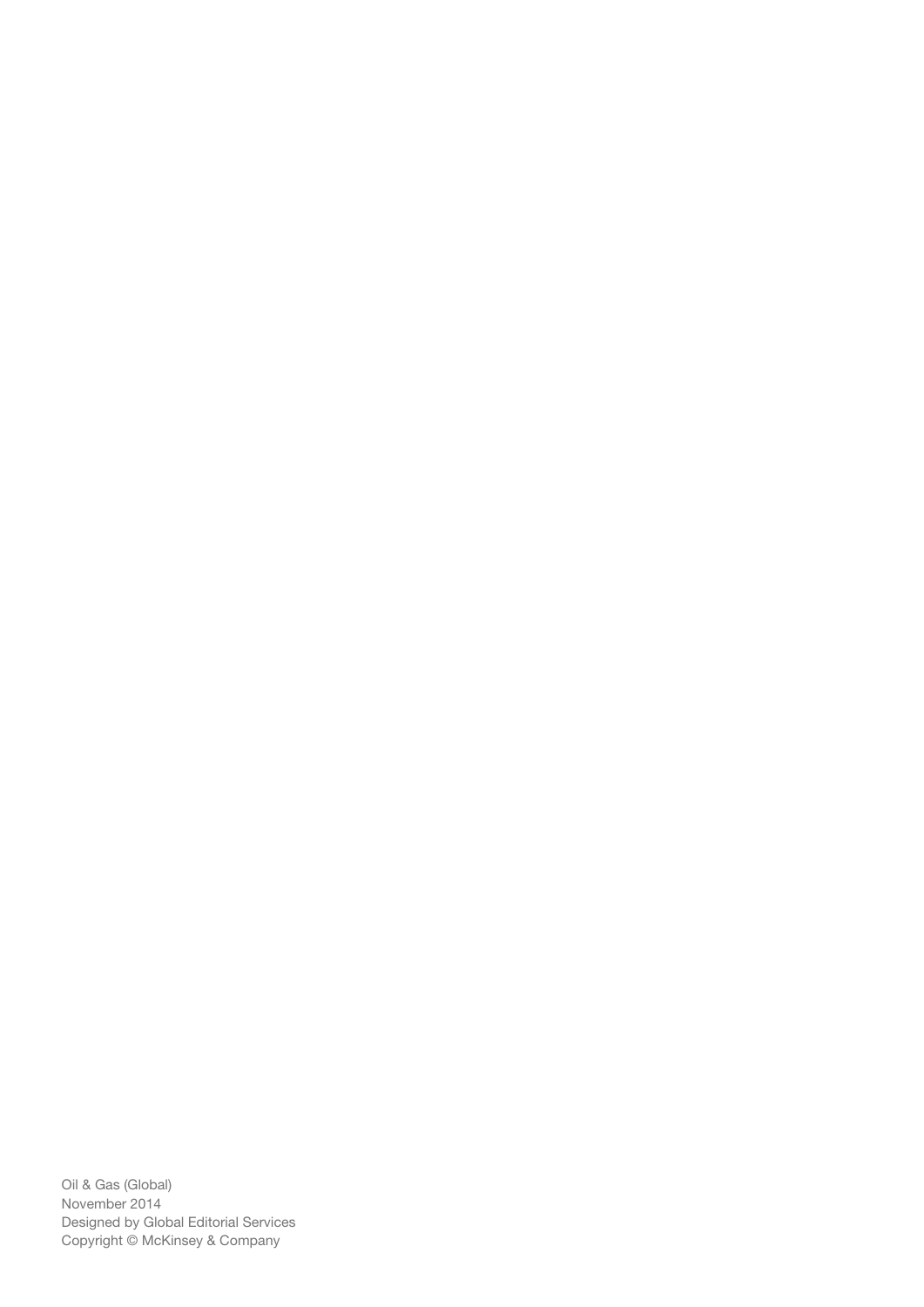Oil & Gas (Global)
November 2014
Designed by Global Editorial Services
Copyright © McKinsey & Company